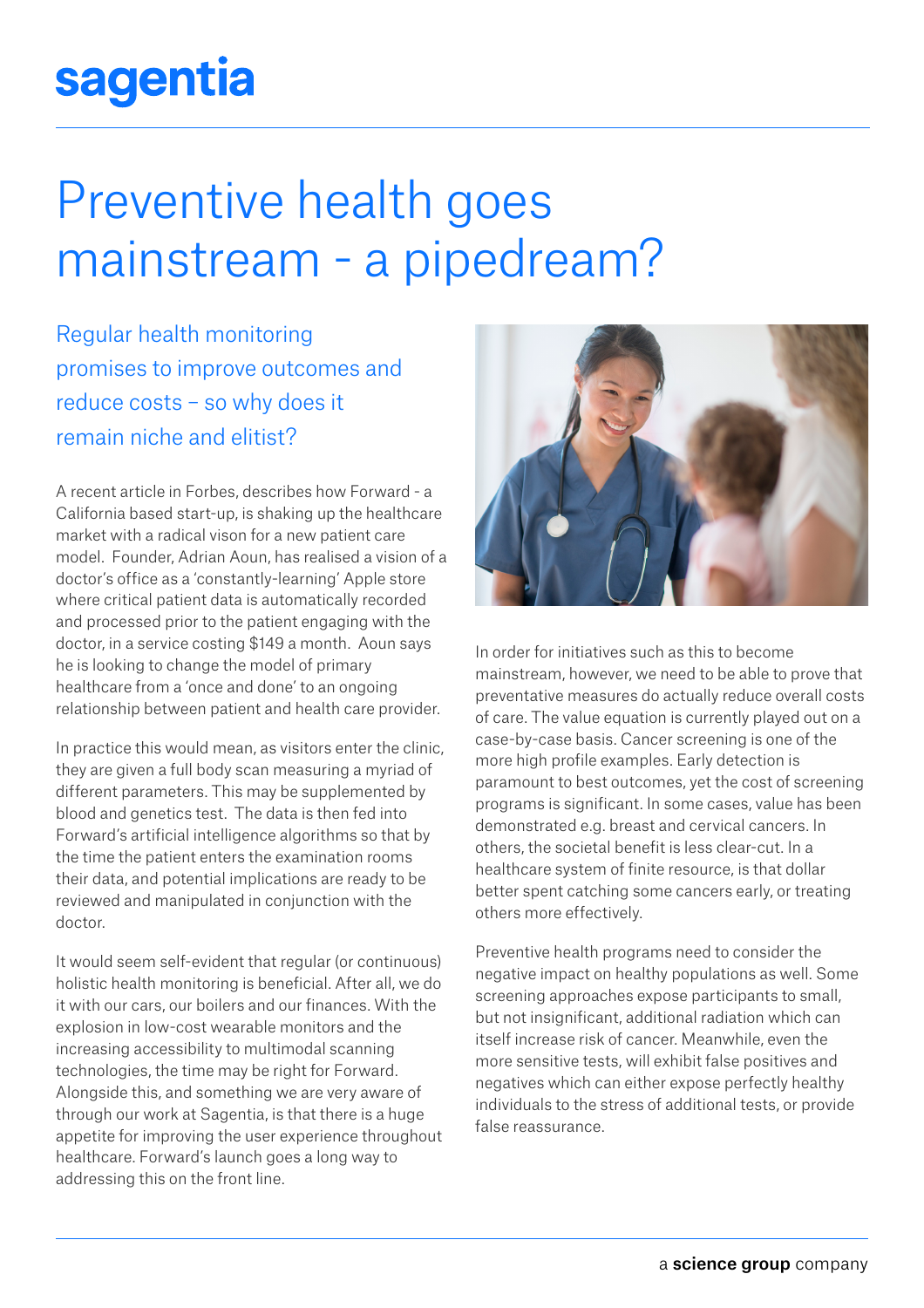sagentia

# Preventive health goes mainstream - a pipedream?

## Regular health monitoring promises to improve outcomes and reduce costs – so why does it remain niche and elitist?

A recent article in Forbes, describes how Forward - a California based start-up, is shaking up the healthcare market with a radical vison for a new patient care model. Founder, Adrian Aoun, has realised a vision of a doctor's office as a 'constantly-learning' Apple store where critical patient data is automatically recorded and processed prior to the patient engaging with the doctor, in a service costing $149 a month. Aoun says he is looking to change the model of primary healthcare from a 'once and done' to an ongoing relationship between patient and health care provider.

In practice this would mean, as visitors enter the clinic, they are given a full body scan measuring a myriad of different parameters. This may be supplemented by blood and genetics test. The data is then fed into Forward's artificial intelligence algorithms so that by the time the patient enters the examination rooms their data, and potential implications are ready to be reviewed and manipulated in conjunction with the doctor.

It would seem self-evident that regular (or continuous) holistic health monitoring is beneficial. After all, we do it with our cars, our boilers and our finances. With the explosion in low-cost wearable monitors and the increasing accessibility to multimodal scanning technologies, the time may be right for Forward. Alongside this, and something we are very aware of through our work at Sagentia, is that there is a huge appetite for improving the user experience throughout healthcare. Forward's launch goes a long way to addressing this on the front line.

In order for initiatives such as this to become mainstream, however, we need to be able to prove that preventative measures do actually reduce overall costs of care. The value equation is currently played out on a case-by-case basis. Cancer screening is one of the more high profile examples. Early detection is paramount to best outcomes, yet the cost of screening programs is significant. In some cases, value has been demonstrated e.g. breast and cervical cancers. In others, the societal benefit is less clear-cut. In a healthcare system of finite resource, is that dollar better spent catching some cancers early, or treating others more effectively.

Preventive health programs need to consider the negative impact on healthy populations as well. Some screening approaches expose participants to small, but not insignificant, additional radiation which can itself increase risk of cancer. Meanwhile, even the more sensitive tests, will exhibit false positives and negatives which can either expose perfectly healthy individuals to the stress of additional tests, or provide false reassurance.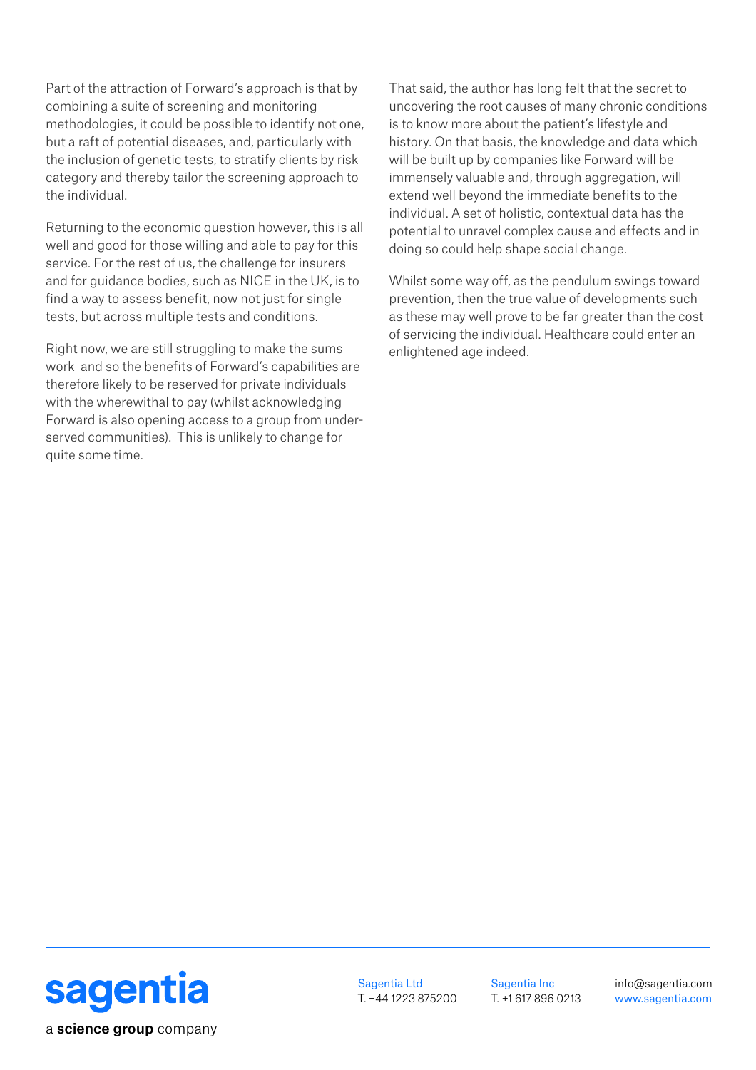Part of the attraction of Forward's approach is that by combining a suite of screening and monitoring methodologies, it could be possible to identify not one, but a raft of potential diseases, and, particularly with the inclusion of genetic tests, to stratify clients by risk category and thereby tailor the screening approach to the individual.

Returning to the economic question however, this is all well and good for those willing and able to pay for this service. For the rest of us, the challenge for insurers and for guidance bodies, such as NICE in the UK, is to find a way to assess benefit, now not just for single tests, but across multiple tests and conditions.

Right now, we are still struggling to make the sums work and so the benefits of Forward's capabilities are therefore likely to be reserved for private individuals with the wherewithal to pay (whilst acknowledging Forward is also opening access to a group from under-served communities). This is unlikely to change for quite some time.

That said, the author has long felt that the secret to uncovering the root causes of many chronic conditions is to know more about the patient's lifestyle and history. On that basis, the knowledge and data which will be built up by companies like Forward will be immensely valuable and, through aggregation, will extend well beyond the immediate benefits to the individual. A set of holistic, contextual data has the potential to unravel complex cause and effects and in doing so could help shape social change.

Whilst some way off, as the pendulum swings toward prevention, then the true value of developments such as these may well prove to be far greater than the cost of servicing the individual. Healthcare could enter an enlightened age indeed.

**sagentia**

a **science group** company

Sagentia Ltd ¬
T. +44 1223 875200

Sagentia Inc ¬
T. +1 617 896 0213

info@sagentia.com
www.sagentia.com